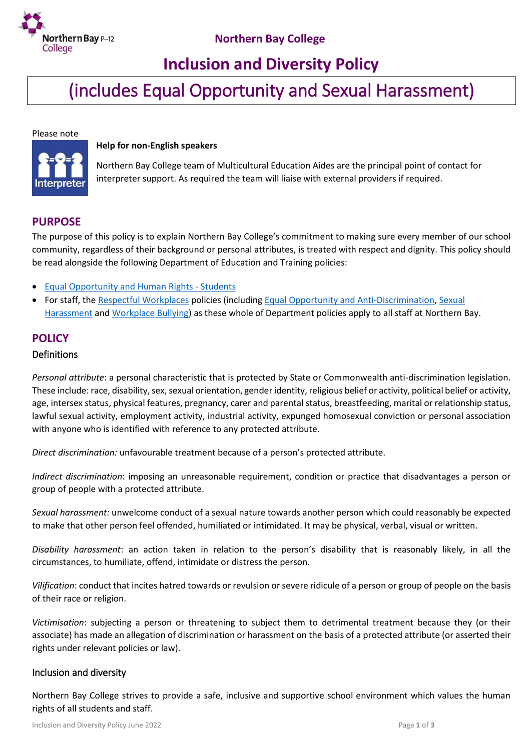Northern Bay College

# Inclusion and Diversity Policy

# (includes Equal Opportunity and Sexual Harassment)

Please note

**Help for non-English speakers**

Northern Bay College team of Multicultural Education Aides are the principal point of contact for interpreter support. As required the team will liaise with external providers if required.

## PURPOSE

The purpose of this policy is to explain Northern Bay College's commitment to making sure every member of our school community, regardless of their background or personal attributes, is treated with respect and dignity. This policy should be read alongside the following Department of Education and Training policies:

- Equal Opportunity and Human Rights - Students
- For staff, the Respectful Workplaces policies (including Equal Opportunity and Anti-Discrimination, Sexual Harassment and Workplace Bullying) as these whole of Department policies apply to all staff at Northern Bay.

## POLICY

### Definitions

*Personal attribute*: a personal characteristic that is protected by State or Commonwealth anti-discrimination legislation. These include: race, disability, sex, sexual orientation, gender identity, religious belief or activity, political belief or activity, age, intersex status, physical features, pregnancy, carer and parental status, breastfeeding, marital or relationship status, lawful sexual activity, employment activity, industrial activity, expunged homosexual conviction or personal association with anyone who is identified with reference to any protected attribute.

*Direct discrimination:* unfavourable treatment because of a person's protected attribute.

*Indirect discrimination*: imposing an unreasonable requirement, condition or practice that disadvantages a person or group of people with a protected attribute.

*Sexual harassment:* unwelcome conduct of a sexual nature towards another person which could reasonably be expected to make that other person feel offended, humiliated or intimidated. It may be physical, verbal, visual or written.

*Disability harassment*: an action taken in relation to the person's disability that is reasonably likely, in all the circumstances, to humiliate, offend, intimidate or distress the person.

*Vilification*: conduct that incites hatred towards or revulsion or severe ridicule of a person or group of people on the basis of their race or religion.

*Victimisation*: subjecting a person or threatening to subject them to detrimental treatment because they (or their associate) has made an allegation of discrimination or harassment on the basis of a protected attribute (or asserted their rights under relevant policies or law).

### Inclusion and diversity

Northern Bay College strives to provide a safe, inclusive and supportive school environment which values the human rights of all students and staff.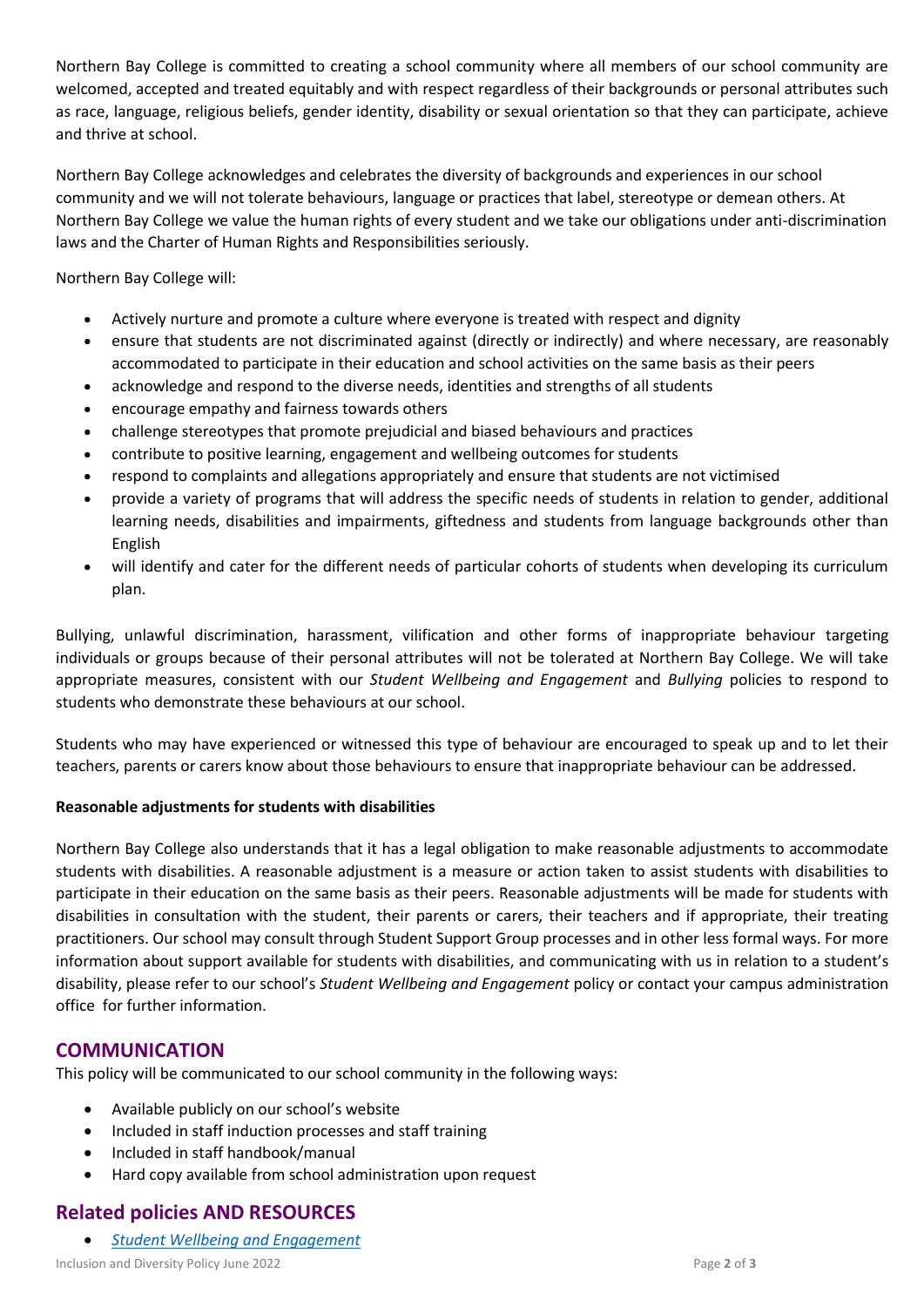Northern Bay College is committed to creating a school community where all members of our school community are welcomed, accepted and treated equitably and with respect regardless of their backgrounds or personal attributes such as race, language, religious beliefs, gender identity, disability or sexual orientation so that they can participate, achieve and thrive at school.

Northern Bay College acknowledges and celebrates the diversity of backgrounds and experiences in our school community and we will not tolerate behaviours, language or practices that label, stereotype or demean others. At Northern Bay College we value the human rights of every student and we take our obligations under anti-discrimination laws and the Charter of Human Rights and Responsibilities seriously.

Northern Bay College will:

- Actively nurture and promote a culture where everyone is treated with respect and dignity
- ensure that students are not discriminated against (directly or indirectly) and where necessary, are reasonably accommodated to participate in their education and school activities on the same basis as their peers
- acknowledge and respond to the diverse needs, identities and strengths of all students
- encourage empathy and fairness towards others
- challenge stereotypes that promote prejudicial and biased behaviours and practices
- contribute to positive learning, engagement and wellbeing outcomes for students
- respond to complaints and allegations appropriately and ensure that students are not victimised
- provide a variety of programs that will address the specific needs of students in relation to gender, additional learning needs, disabilities and impairments, giftedness and students from language backgrounds other than English
- will identify and cater for the different needs of particular cohorts of students when developing its curriculum plan.

Bullying, unlawful discrimination, harassment, vilification and other forms of inappropriate behaviour targeting individuals or groups because of their personal attributes will not be tolerated at Northern Bay College. We will take appropriate measures, consistent with our *Student Wellbeing and Engagement* and *Bullying* policies to respond to students who demonstrate these behaviours at our school.

Students who may have experienced or witnessed this type of behaviour are encouraged to speak up and to let their teachers, parents or carers know about those behaviours to ensure that inappropriate behaviour can be addressed.

**Reasonable adjustments for students with disabilities**

Northern Bay College also understands that it has a legal obligation to make reasonable adjustments to accommodate students with disabilities. A reasonable adjustment is a measure or action taken to assist students with disabilities to participate in their education on the same basis as their peers. Reasonable adjustments will be made for students with disabilities in consultation with the student, their parents or carers, their teachers and if appropriate, their treating practitioners. Our school may consult through Student Support Group processes and in other less formal ways. For more information about support available for students with disabilities, and communicating with us in relation to a student's disability, please refer to our school's *Student Wellbeing and Engagement* policy or contact your campus administration office for further information.

## COMMUNICATION

This policy will be communicated to our school community in the following ways:

- Available publicly on our school's website
- Included in staff induction processes and staff training
- Included in staff handbook/manual
- Hard copy available from school administration upon request

## Related policies AND RESOURCES

- *Student Wellbeing and Engagement*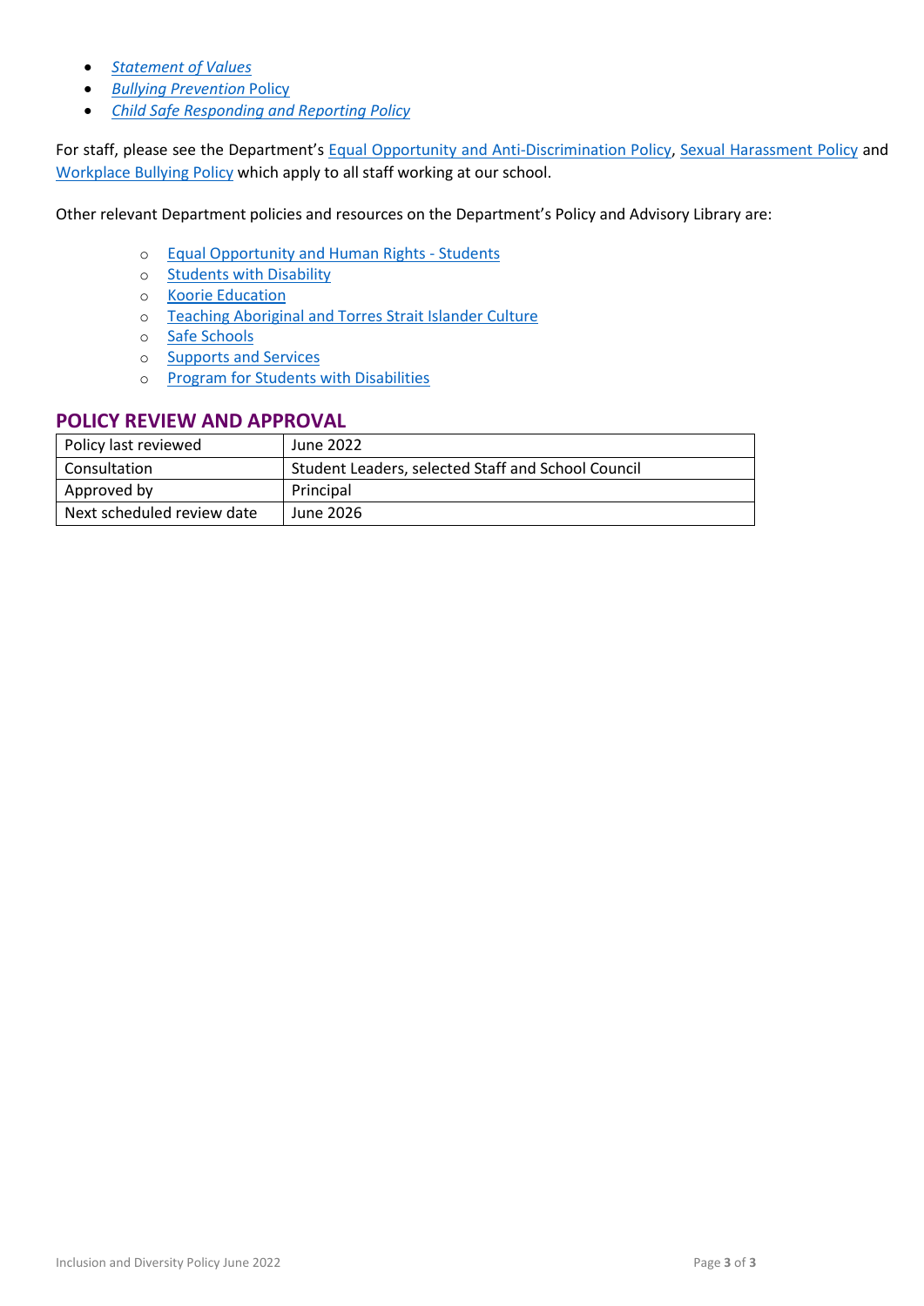- *Statement of Values*
- *Bullying Prevention* Policy
- *Child Safe Responding and Reporting Policy*

For staff, please see the Department's Equal Opportunity and Anti-Discrimination Policy, Sexual Harassment Policy and Workplace Bullying Policy which apply to all staff working at our school.

Other relevant Department policies and resources on the Department's Policy and Advisory Library are:

- Equal Opportunity and Human Rights - Students
- Students with Disability
- Koorie Education
- Teaching Aboriginal and Torres Strait Islander Culture
- Safe Schools
- Supports and Services
- Program for Students with Disabilities

## POLICY REVIEW AND APPROVAL

| | |
|---|---|
| Policy last reviewed | June 2022 |
| Consultation | Student Leaders, selected Staff and School Council |
| Approved by | Principal |
| Next scheduled review date | June 2026 |